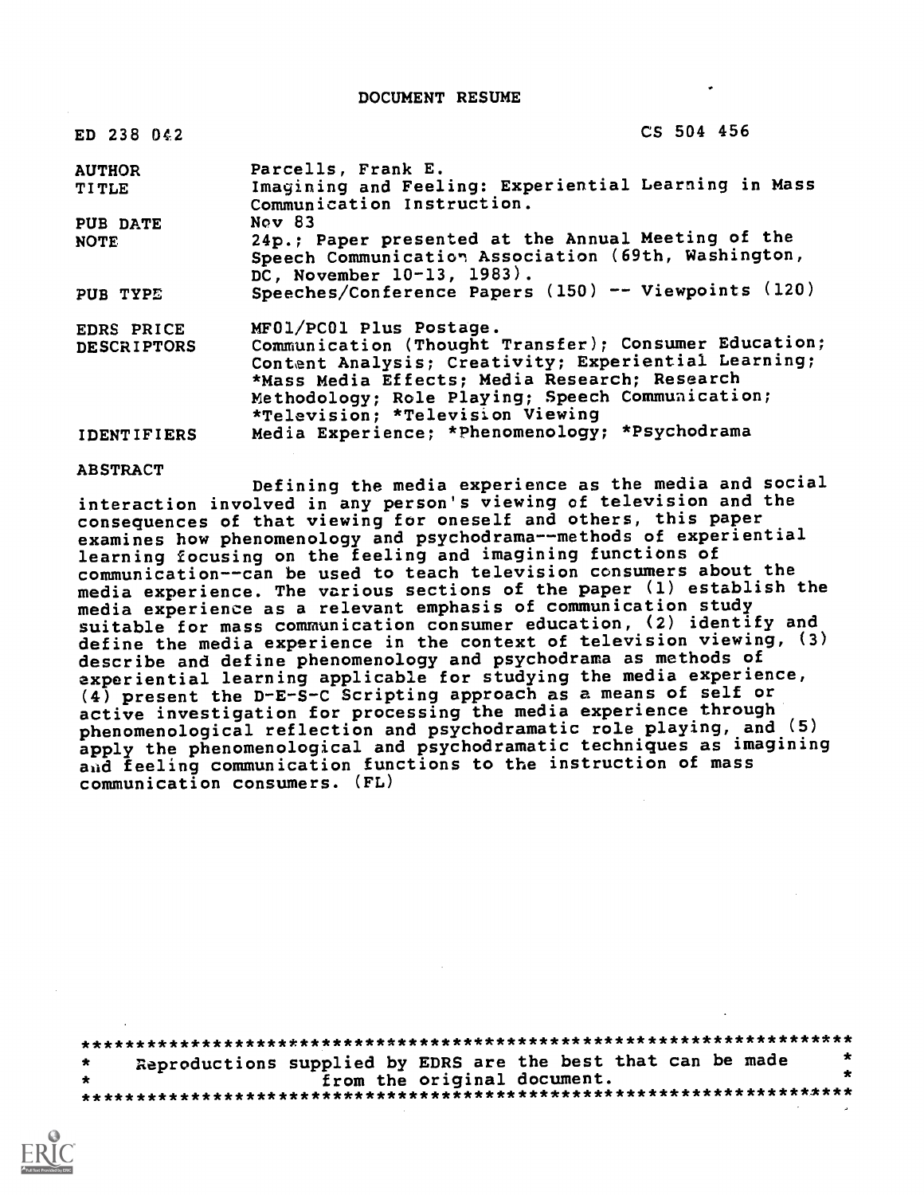# DOCUMENT RESUME

| | |
|---|---|
| ED 238 042 | CS 504 456 |
| AUTHOR | Parcells, Frank E. |
| TITLE | Imagining and Feeling: Experiential Learning in Mass Communication Instruction. |
| PUB DATE | Nov 83 |
| NOTE | 24p.; Paper presented at the Annual Meeting of the Speech Communication Association (69th, Washington, DC, November 10-13, 1983). |
| PUB TYPE | Speeches/Conference Papers (150) -- Viewpoints (120) |
| EDRS PRICE | MF01/PC01 Plus Postage. |
| DESCRIPTORS | Communication (Thought Transfer); Consumer Education; Content Analysis; Creativity; Experiential Learning; *Mass Media Effects; Media Research; Research Methodology; Role Playing; Speech Communication; *Television; *Television Viewing |
| IDENTIFIERS | Media Experience; *Phenomenology; *Psychodrama |

## ABSTRACT

Defining the media experience as the media and social interaction involved in any person's viewing of television and the consequences of that viewing for oneself and others, this paper examines how phenomenology and psychodrama--methods of experiential learning focusing on the feeling and imagining functions of communication--can be used to teach television consumers about the media experience. The various sections of the paper (1) establish the media experience as a relevant emphasis of communication study suitable for mass communication consumer education, (2) identify and define the media experience in the context of television viewing, (3) describe and define phenomenology and psychodrama as methods of experiential learning applicable for studying the media experience, (4) present the D-E-S-C Scripting approach as a means of self or active investigation for processing the media experience through phenomenological reflection and psychodramatic role playing, and (5) apply the phenomenological and psychodramatic techniques as imagining and feeling communication functions to the instruction of mass communication consumers. (FL)

***********************************************************************
* Reproductions supplied by EDRS are the best that can be made *
* from the original document. *
***********************************************************************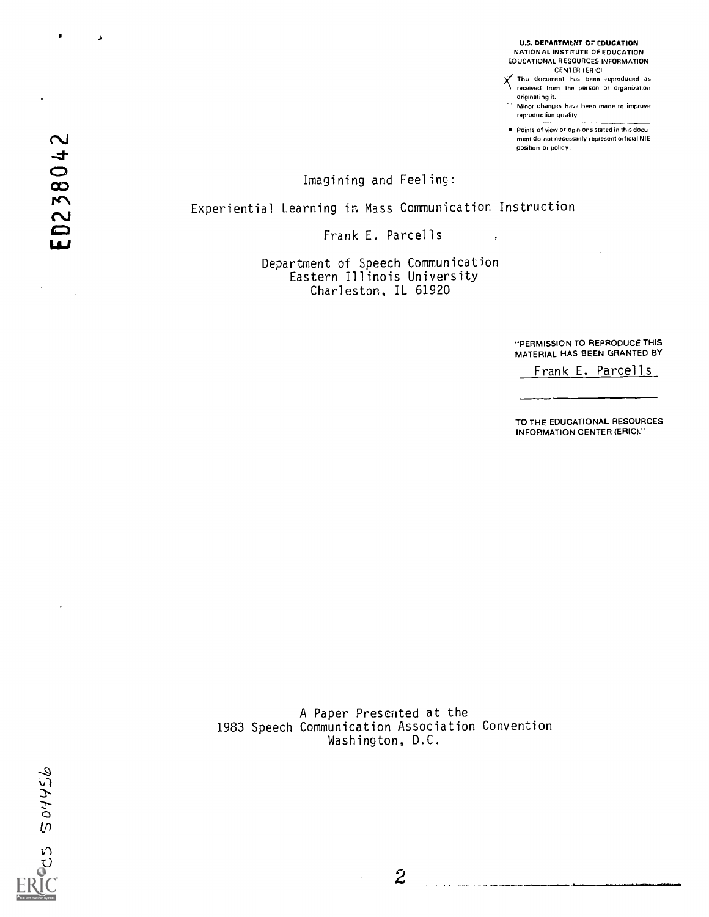U.S. DEPARTMENT OF EDUCATION
NATIONAL INSTITUTE OF EDUCATION
EDUCATIONAL RESOURCES INFORMATION CENTER (ERIC)

- This document has been reproduced as received from the person or organization originating it.
- Minor changes have been made to improve reproduction quality.

- Points of view or opinions stated in this document do not necessarily represent official NIE position or policy.

ED238042

# Imagining and Feeling:

# Experiential Learning in Mass Communication Instruction

Frank E. Parcells

Department of Speech Communication
Eastern Illinois University
Charleston, IL 61920

"PERMISSION TO REPRODUCE THIS MATERIAL HAS BEEN GRANTED BY

Frank E. Parcells

TO THE EDUCATIONAL RESOURCES INFORMATION CENTER (ERIC)."

A Paper Presented at the
1983 Speech Communication Association Convention
Washington, D.C.

CS 504456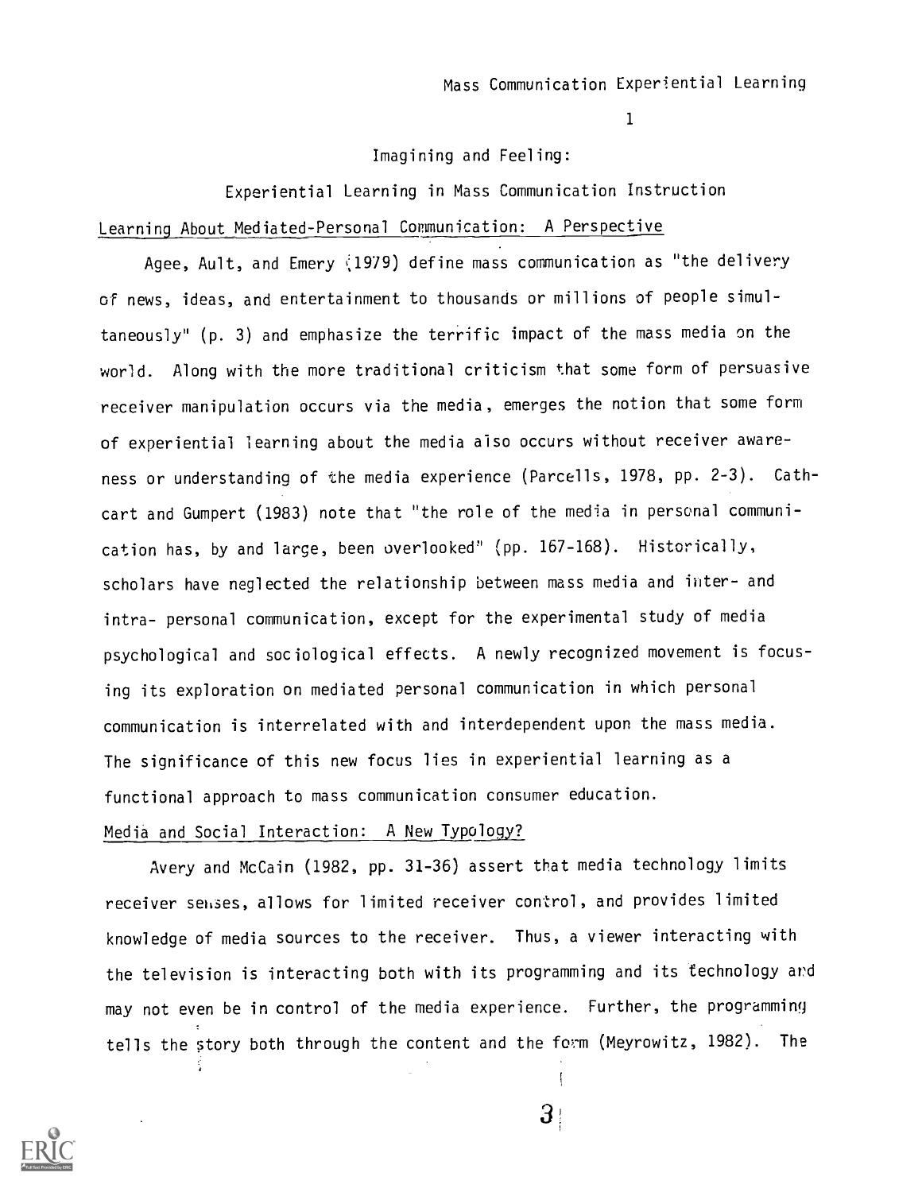# Imagining and Feeling:

## Experiential Learning in Mass Communication Instruction

### Learning About Mediated-Personal Communication: A Perspective

Agee, Ault, and Emery (1979) define mass communication as "the delivery of news, ideas, and entertainment to thousands or millions of people simultaneously" (p. 3) and emphasize the terrific impact of the mass media on the world. Along with the more traditional criticism that some form of persuasive receiver manipulation occurs via the media, emerges the notion that some form of experiential learning about the media also occurs without receiver awareness or understanding of the media experience (Parcells, 1978, pp. 2-3). Cathcart and Gumpert (1983) note that "the role of the media in personal communication has, by and large, been overlooked" (pp. 167-168). Historically, scholars have neglected the relationship between mass media and inter- and intra- personal communication, except for the experimental study of media psychological and sociological effects. A newly recognized movement is focusing its exploration on mediated personal communication in which personal communication is interrelated with and interdependent upon the mass media. The significance of this new focus lies in experiential learning as a functional approach to mass communication consumer education.

### Media and Social Interaction: A New Typology?

Avery and McCain (1982, pp. 31-36) assert that media technology limits receiver senses, allows for limited receiver control, and provides limited knowledge of media sources to the receiver. Thus, a viewer interacting with the television is interacting both with its programming and its technology and may not even be in control of the media experience. Further, the programming tells the story both through the content and the form (Meyrowitz, 1982). The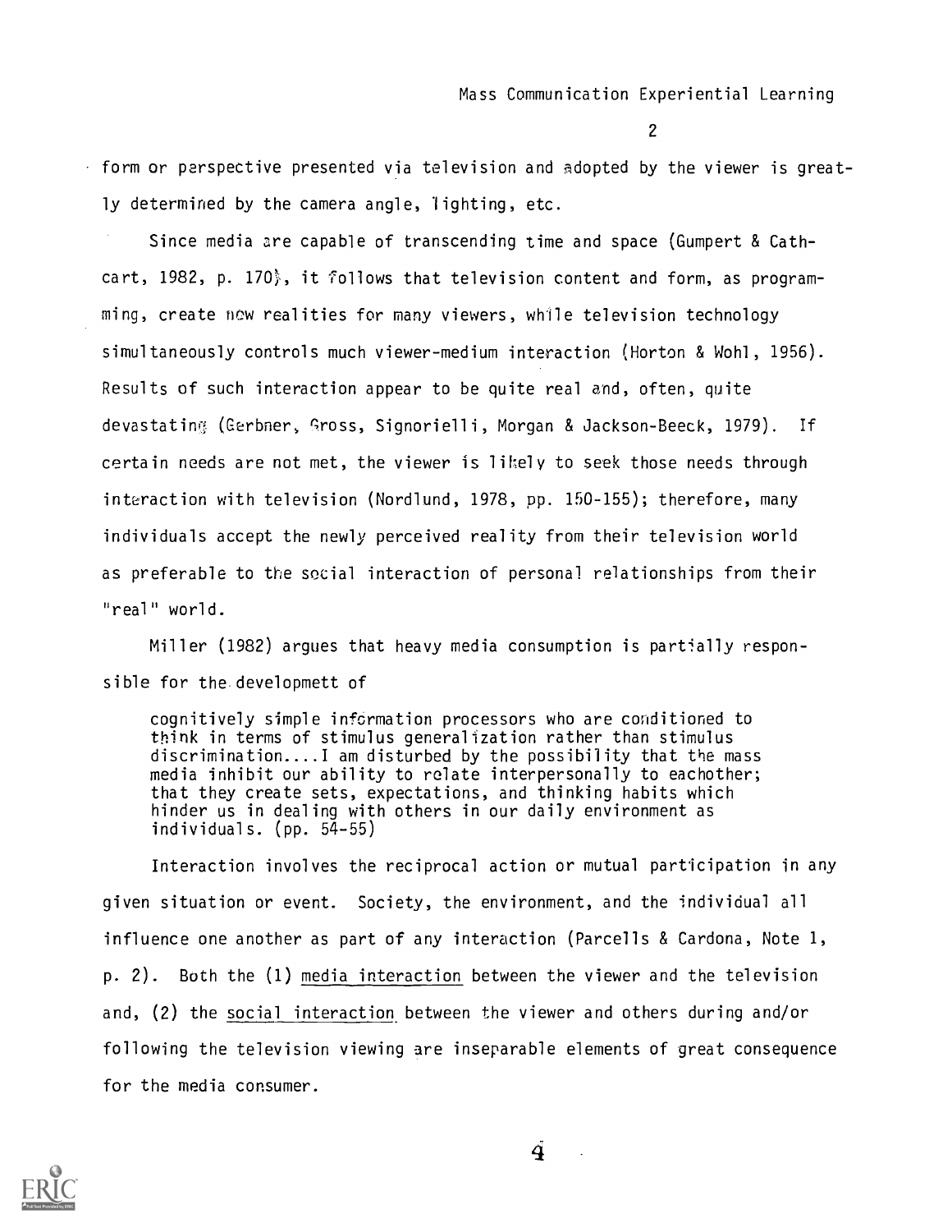form or perspective presented via television and adopted by the viewer is greatly determined by the camera angle, lighting, etc.

Since media are capable of transcending time and space (Gumpert & Cathcart, 1982, p. 170), it follows that television content and form, as programming, create new realities for many viewers, while television technology simultaneously controls much viewer-medium interaction (Horton & Wohl, 1956). Results of such interaction appear to be quite real and, often, quite devastating (Gerbner, Gross, Signorielli, Morgan & Jackson-Beeck, 1979). If certain needs are not met, the viewer is likely to seek those needs through interaction with television (Nordlund, 1978, pp. 150-155); therefore, many individuals accept the newly perceived reality from their television world as preferable to the social interaction of personal relationships from their "real" world.

Miller (1982) argues that heavy media consumption is partially responsible for the developmett of

> cognitively simple information processors who are conditioned to think in terms of stimulus generalization rather than stimulus discrimination....I am disturbed by the possibility that the mass media inhibit our ability to relate interpersonally to eachother; that they create sets, expectations, and thinking habits which hinder us in dealing with others in our daily environment as individuals. (pp. 54-55)

Interaction involves the reciprocal action or mutual participation in any given situation or event. Society, the environment, and the individual all influence one another as part of any interaction (Parcells & Cardona, Note 1, p. 2). Both the (1) <u>media interaction</u> between the viewer and the television and, (2) the <u>social interaction</u> between the viewer and others during and/or following the television viewing are inseparable elements of great consequence for the media consumer.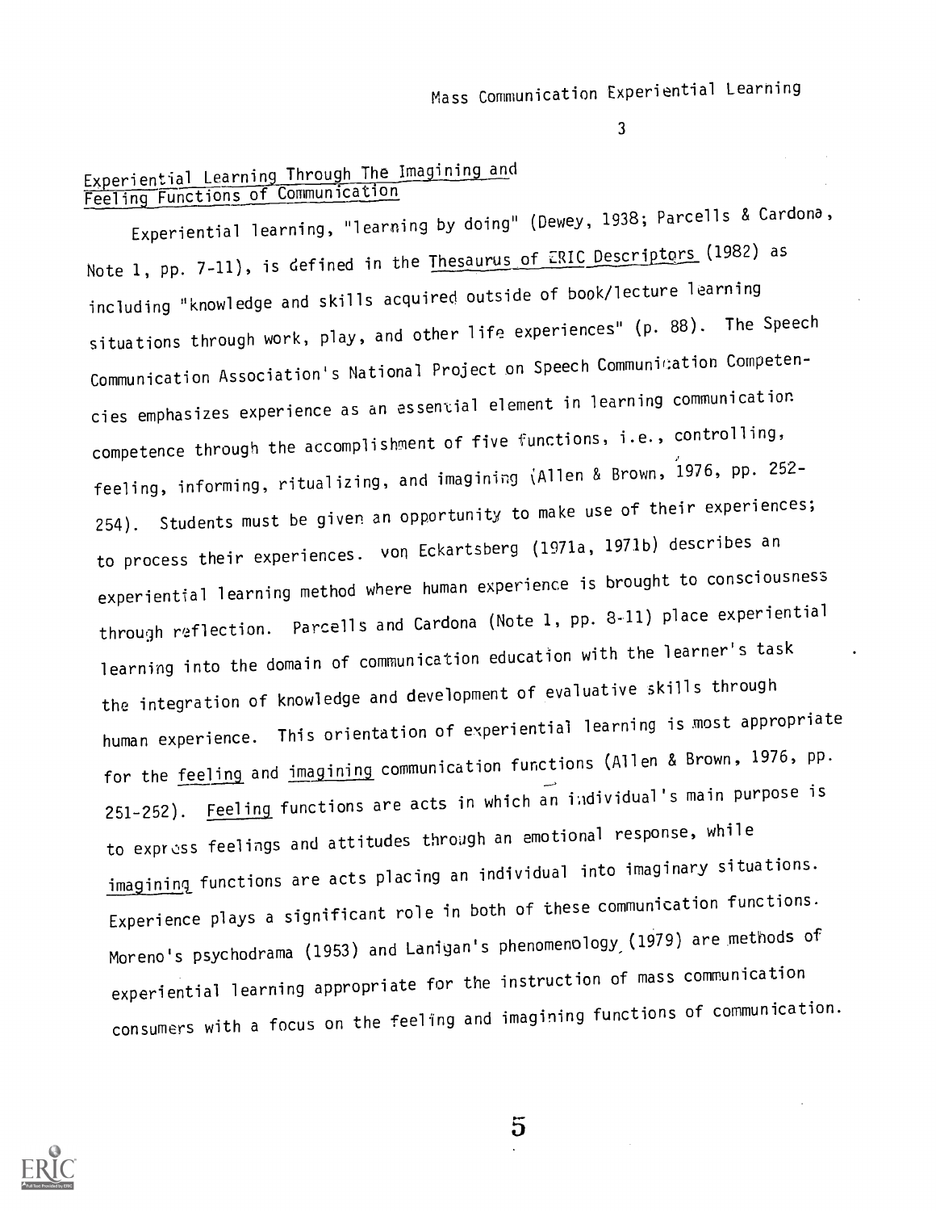## Experiential Learning Through The Imagining and Feeling Functions of Communication

Experiential learning, "learning by doing" (Dewey, 1938; Parcells & Cardona, Note 1, pp. 7-11), is defined in the Thesaurus of ERIC Descriptors (1982) as including "knowledge and skills acquired outside of book/lecture learning situations through work, play, and other life experiences" (p. 88). The Speech Communication Association's National Project on Speech Communication Competencies emphasizes experience as an essential element in learning communication competence through the accomplishment of five functions, i.e., controlling, feeling, informing, ritualizing, and imagining (Allen & Brown, 1976, pp. 252-254). Students must be given an opportunity to make use of their experiences; to process their experiences. von Eckartsberg (1971a, 1971b) describes an experiential learning method where human experience is brought to consciousness through reflection. Parcells and Cardona (Note 1, pp. 8-11) place experiential learning into the domain of communication education with the learner's task the integration of knowledge and development of evaluative skills through human experience. This orientation of experiential learning is most appropriate for the *feeling* and *imagining* communication functions (Allen & Brown, 1976, pp. 251-252). *Feeling* functions are acts in which an individual's main purpose is to express feelings and attitudes through an emotional response, while *imagining* functions are acts placing an individual into imaginary situations. Experience plays a significant role in both of these communication functions. Moreno's psychodrama (1953) and Lanigan's phenomenology (1979) are methods of experiential learning appropriate for the instruction of mass communication consumers with a focus on the feeling and imagining functions of communication.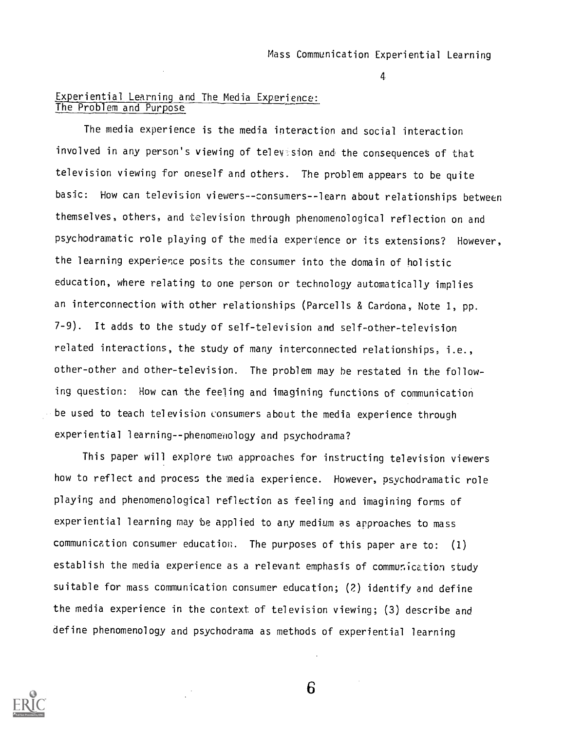## Experiential Learning and The Media Experience: The Problem and Purpose

The media experience is the media interaction and social interaction involved in any person's viewing of television and the consequences of that television viewing for oneself and others. The problem appears to be quite basic: How can television viewers--consumers--learn about relationships between themselves, others, and television through phenomenological reflection on and psychodramatic role playing of the media experience or its extensions? However, the learning experience posits the consumer into the domain of holistic education, where relating to one person or technology automatically implies an interconnection with other relationships (Parcells & Cardona, Note 1, pp. 7-9). It adds to the study of self-television and self-other-television related interactions, the study of many interconnected relationships, i.e., other-other and other-television. The problem may be restated in the following question: How can the feeling and imagining functions of communication be used to teach television consumers about the media experience through experiential learning--phenomenology and psychodrama?

This paper will explore two approaches for instructing television viewers how to reflect and process the media experience. However, psychodramatic role playing and phenomenological reflection as feeling and imagining forms of experiential learning may be applied to any medium as approaches to mass communication consumer education. The purposes of this paper are to: (1) establish the media experience as a relevant emphasis of communication study suitable for mass communication consumer education; (2) identify and define the media experience in the context of television viewing; (3) describe and define phenomenology and psychodrama as methods of experiential learning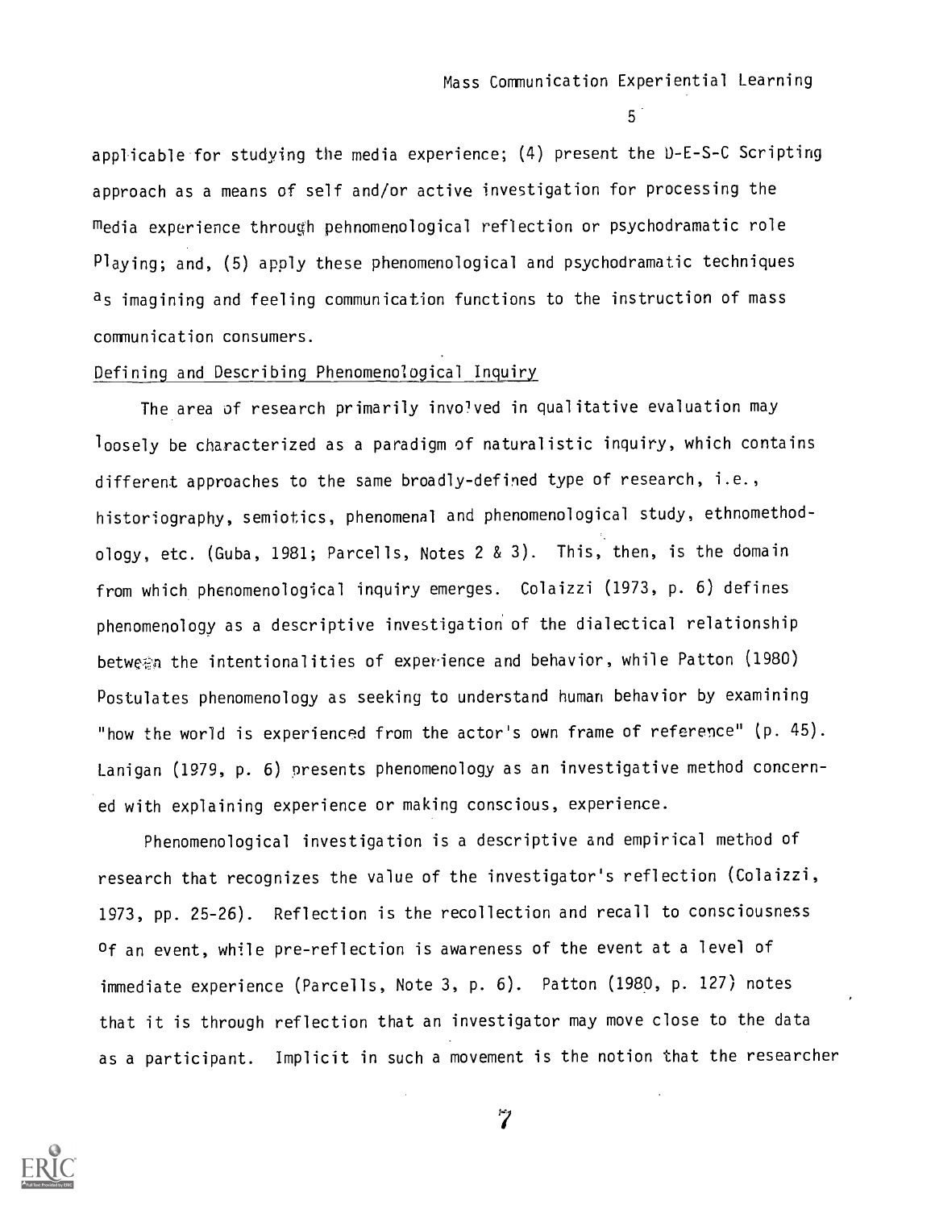applicable for studying the media experience; (4) present the D-E-S-C Scripting approach as a means of self and/or active investigation for processing the media experience through pehnomenological reflection or psychodramatic role playing; and, (5) apply these phenomenological and psychodramatic techniques as imagining and feeling communication functions to the instruction of mass communication consumers.

## Defining and Describing Phenomenological Inquiry

The area of research primarily involved in qualitative evaluation may loosely be characterized as a paradigm of naturalistic inquiry, which contains different approaches to the same broadly-defined type of research, i.e., historiography, semiotics, phenomenal and phenomenological study, ethnomethodology, etc. (Guba, 1981; Parcells, Notes 2 & 3). This, then, is the domain from which phenomenological inquiry emerges. Colaizzi (1973, p. 6) defines phenomenology as a descriptive investigation of the dialectical relationship between the intentionalities of experience and behavior, while Patton (1980) Postulates phenomenology as seeking to understand human behavior by examining "how the world is experienced from the actor's own frame of reference" (p. 45). Lanigan (1979, p. 6) presents phenomenology as an investigative method concerned with explaining experience or making conscious, experience.

Phenomenological investigation is a descriptive and empirical method of research that recognizes the value of the investigator's reflection (Colaizzi, 1973, pp. 25-26). Reflection is the recollection and recall to consciousness of an event, while pre-reflection is awareness of the event at a level of immediate experience (Parcells, Note 3, p. 6). Patton (1980, p. 127) notes that it is through reflection that an investigator may move close to the data as a participant. Implicit in such a movement is the notion that the researcher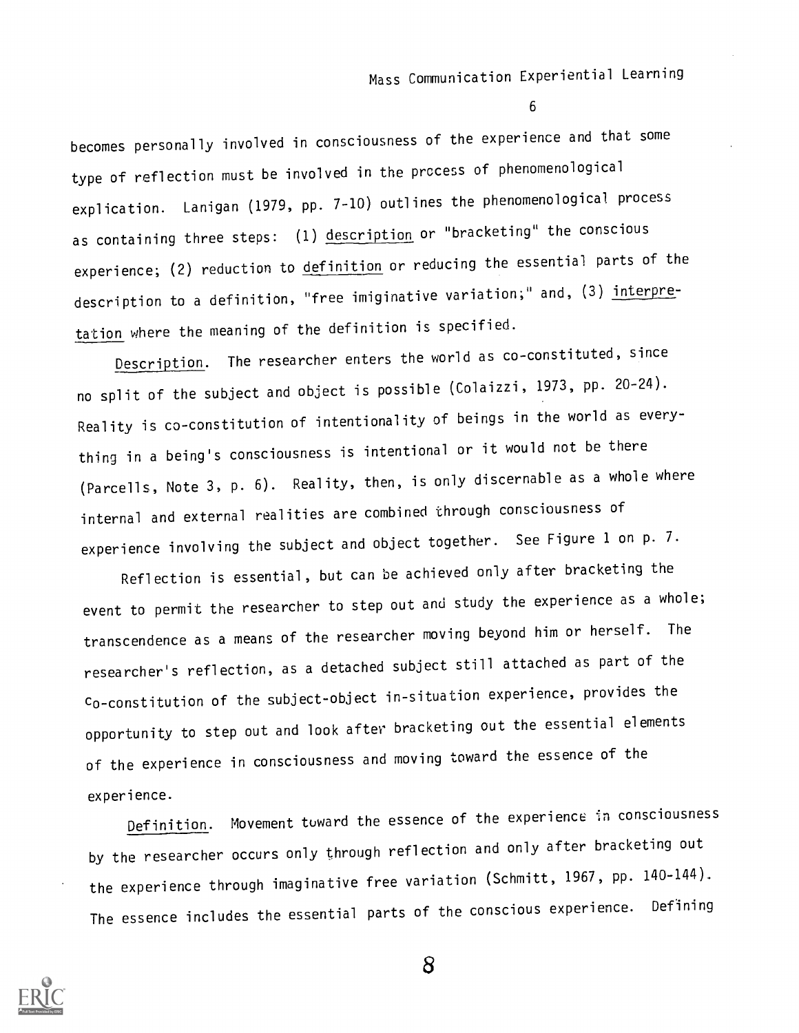becomes personally involved in consciousness of the experience and that some type of reflection must be involved in the process of phenomenological explication. Lanigan (1979, pp. 7-10) outlines the phenomenological process as containing three steps: (1) description or "bracketing" the conscious experience; (2) reduction to definition or reducing the essential parts of the description to a definition, "free imiginative variation;" and, (3) interpretation where the meaning of the definition is specified.

Description. The researcher enters the world as co-constituted, since no split of the subject and object is possible (Colaizzi, 1973, pp. 20-24). Reality is co-constitution of intentionality of beings in the world as everything in a being's consciousness is intentional or it would not be there (Parcells, Note 3, p. 6). Reality, then, is only discernable as a whole where internal and external realities are combined through consciousness of experience involving the subject and object together. See Figure 1 on p. 7.

Reflection is essential, but can be achieved only after bracketing the event to permit the researcher to step out and study the experience as a whole; transcendence as a means of the researcher moving beyond him or herself. The researcher's reflection, as a detached subject still attached as part of the co-constitution of the subject-object in-situation experience, provides the opportunity to step out and look after bracketing out the essential elements of the experience in consciousness and moving toward the essence of the experience.

Definition. Movement toward the essence of the experience in consciousness by the researcher occurs only through reflection and only after bracketing out the experience through imaginative free variation (Schmitt, 1967, pp. 140-144). The essence includes the essential parts of the conscious experience. Defining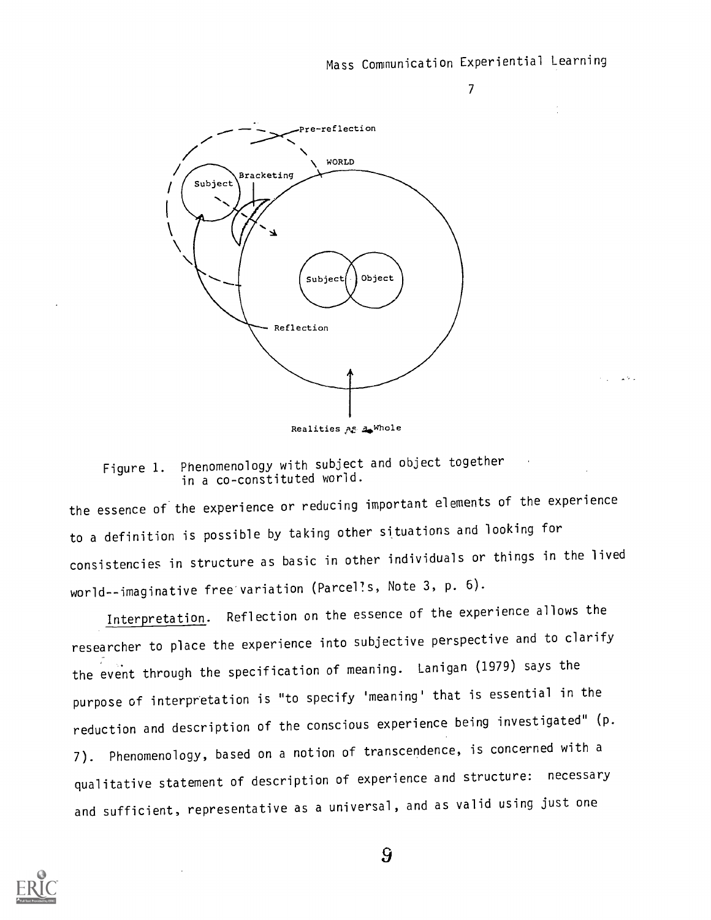Figure 1. Phenomenology with subject and object together in a co-constituted world.

the essence of the experience or reducing important elements of the experience to a definition is possible by taking other situations and looking for consistencies in structure as basic in other individuals or things in the lived world--imaginative free variation (Parcells, Note 3, p. 6).

Interpretation. Reflection on the essence of the experience allows the researcher to place the experience into subjective perspective and to clarify the event through the specification of meaning. Lanigan (1979) says the purpose of interpretation is "to specify 'meaning' that is essential in the reduction and description of the conscious experience being investigated" (p. 7). Phenomenology, based on a notion of transcendence, is concerned with a qualitative statement of description of experience and structure: necessary and sufficient, representative as a universal, and as valid using just one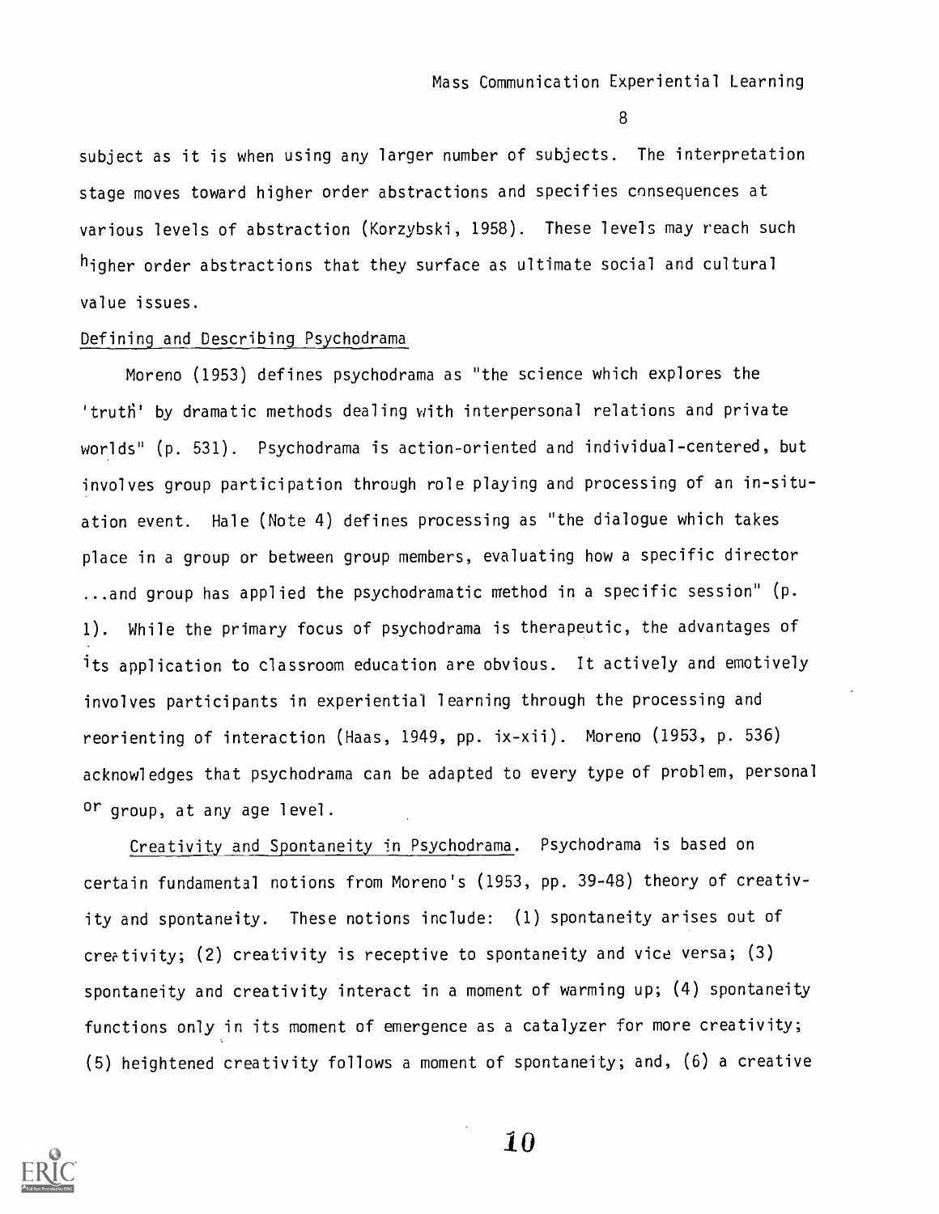subject as it is when using any larger number of subjects. The interpretation stage moves toward higher order abstractions and specifies consequences at various levels of abstraction (Korzybski, 1958). These levels may reach such higher order abstractions that they surface as ultimate social and cultural value issues.

Defining and Describing Psychodrama

Moreno (1953) defines psychodrama as "the science which explores the 'truth' by dramatic methods dealing with interpersonal relations and private worlds" (p. 531). Psychodrama is action-oriented and individual-centered, but involves group participation through role playing and processing of an in-situation event. Hale (Note 4) defines processing as "the dialogue which takes place in a group or between group members, evaluating how a specific director ...and group has applied the psychodramatic method in a specific session" (p. 1). While the primary focus of psychodrama is therapeutic, the advantages of its application to classroom education are obvious. It actively and emotively involves participants in experiential learning through the processing and reorienting of interaction (Haas, 1949, pp. ix-xii). Moreno (1953, p. 536) acknowledges that psychodrama can be adapted to every type of problem, personal or group, at any age level.

Creativity and Spontaneity in Psychodrama. Psychodrama is based on certain fundamental notions from Moreno's (1953, pp. 39-48) theory of creativity and spontaneity. These notions include: (1) spontaneity arises out of creativity; (2) creativity is receptive to spontaneity and vice versa; (3) spontaneity and creativity interact in a moment of warming up; (4) spontaneity functions only in its moment of emergence as a catalyzer for more creativity; (5) heightened creativity follows a moment of spontaneity; and, (6) a creative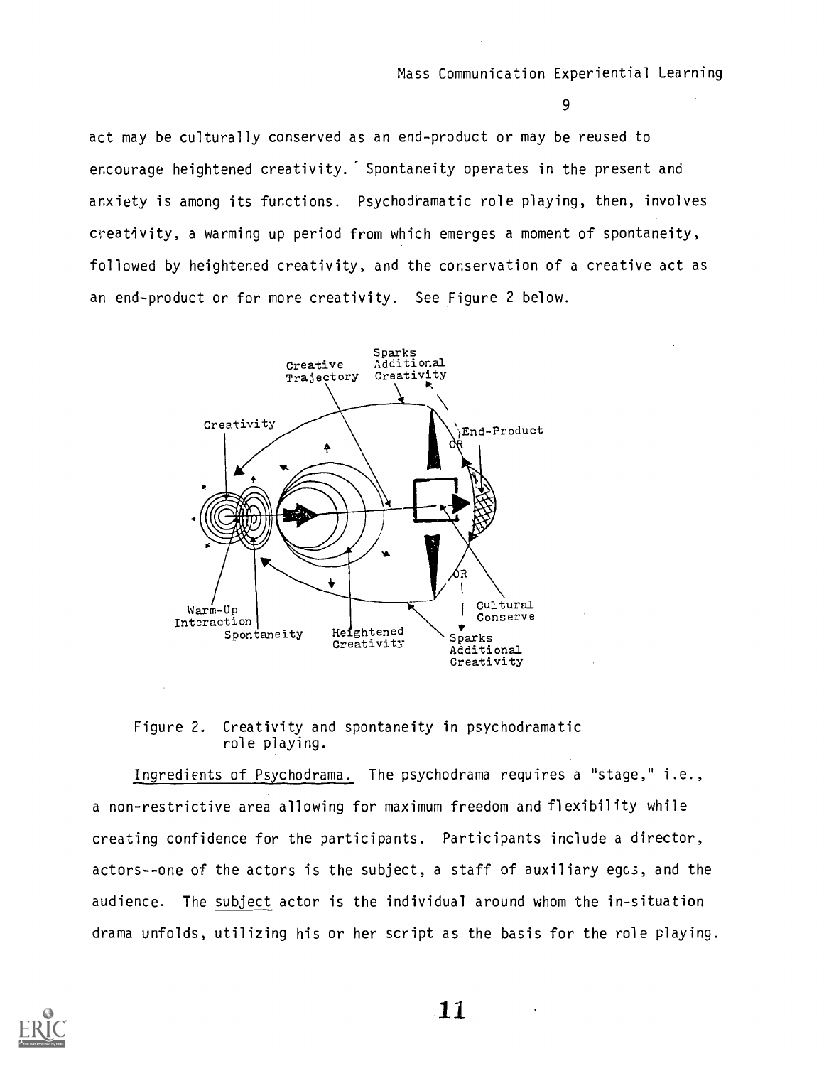act may be culturally conserved as an end-product or may be reused to encourage heightened creativity. Spontaneity operates in the present and anxiety is among its functions. Psychodramatic role playing, then, involves creativity, a warming up period from which emerges a moment of spontaneity, followed by heightened creativity, and the conservation of a creative act as an end-product or for more creativity. See Figure 2 below.

Figure 2. Creativity and spontaneity in psychodramatic role playing.

Ingredients of Psychodrama. The psychodrama requires a "stage," i.e., a non-restrictive area allowing for maximum freedom and flexibility while creating confidence for the participants. Participants include a director, actors--one of the actors is the subject, a staff of auxiliary egos, and the audience. The subject actor is the individual around whom the in-situation drama unfolds, utilizing his or her script as the basis for the role playing.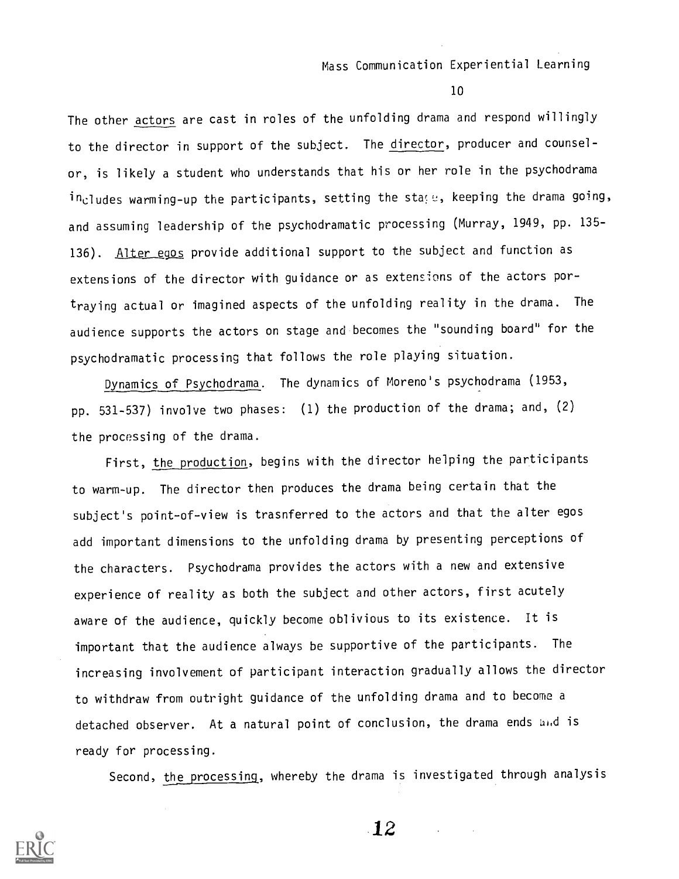The other actors are cast in roles of the unfolding drama and respond willingly to the director in support of the subject. The director, producer and counselor, is likely a student who understands that his or her role in the psychodrama includes warming-up the participants, setting the stage, keeping the drama going, and assuming leadership of the psychodramatic processing (Murray, 1949, pp. 135-136). Alter egos provide additional support to the subject and function as extensions of the director with guidance or as extensions of the actors portraying actual or imagined aspects of the unfolding reality in the drama. The audience supports the actors on stage and becomes the "sounding board" for the psychodramatic processing that follows the role playing situation.

Dynamics of Psychodrama. The dynamics of Moreno's psychodrama (1953, pp. 531-537) involve two phases: (1) the production of the drama; and, (2) the processing of the drama.

First, the production, begins with the director helping the participants to warm-up. The director then produces the drama being certain that the subject's point-of-view is trasnferred to the actors and that the alter egos add important dimensions to the unfolding drama by presenting perceptions of the characters. Psychodrama provides the actors with a new and extensive experience of reality as both the subject and other actors, first acutely aware of the audience, quickly become oblivious to its existence. It is important that the audience always be supportive of the participants. The increasing involvement of participant interaction gradually allows the director to withdraw from outright guidance of the unfolding drama and to become a detached observer. At a natural point of conclusion, the drama ends and is ready for processing.

Second, the processing, whereby the drama is investigated through analysis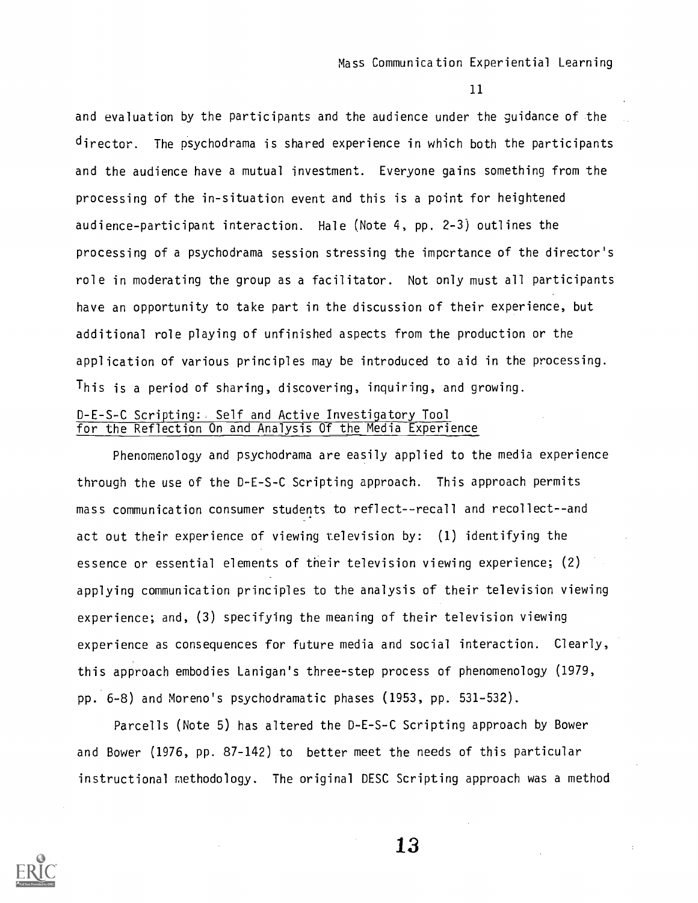and evaluation by the participants and the audience under the guidance of the director. The psychodrama is shared experience in which both the participants and the audience have a mutual investment. Everyone gains something from the processing of the in-situation event and this is a point for heightened audience-participant interaction. Hale (Note 4, pp. 2-3) outlines the processing of a psychodrama session stressing the importance of the director's role in moderating the group as a facilitator. Not only must all participants have an opportunity to take part in the discussion of their experience, but additional role playing of unfinished aspects from the production or the application of various principles may be introduced to aid in the processing. This is a period of sharing, discovering, inquiring, and growing.

## D-E-S-C Scripting: Self and Active Investigatory Tool for the Reflection On and Analysis Of the Media Experience

Phenomenology and psychodrama are easily applied to the media experience through the use of the D-E-S-C Scripting approach. This approach permits mass communication consumer students to reflect--recall and recollect--and act out their experience of viewing television by: (1) identifying the essence or essential elements of their television viewing experience; (2) applying communication principles to the analysis of their television viewing experience; and, (3) specifying the meaning of their television viewing experience as consequences for future media and social interaction. Clearly, this approach embodies Lanigan's three-step process of phenomenology (1979, pp. 6-8) and Moreno's psychodramatic phases (1953, pp. 531-532).

Parcells (Note 5) has altered the D-E-S-C Scripting approach by Bower and Bower (1976, pp. 87-142) to better meet the needs of this particular instructional methodology. The original DESC Scripting approach was a method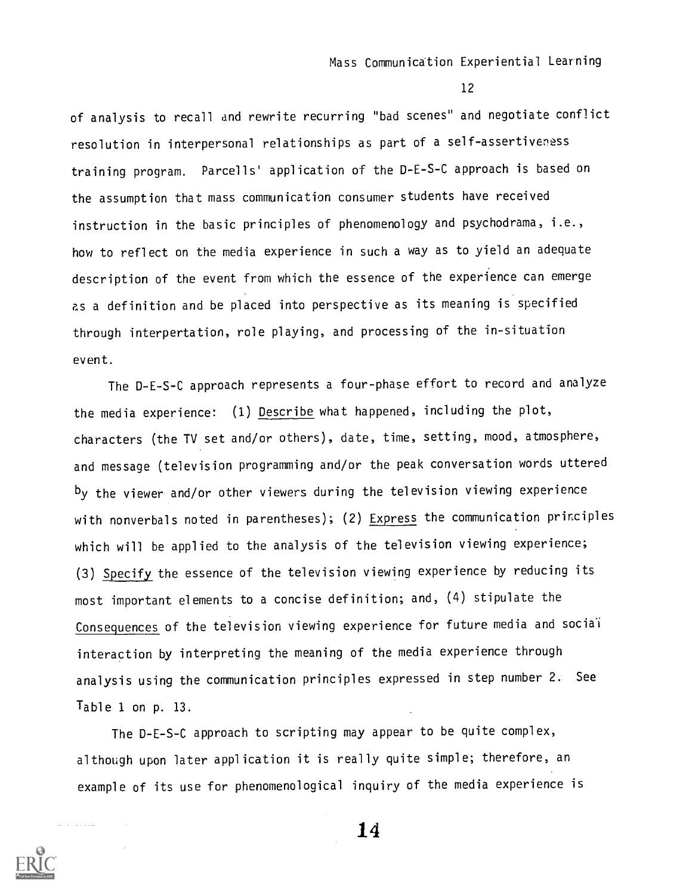of analysis to recall and rewrite recurring "bad scenes" and negotiate conflict resolution in interpersonal relationships as part of a self-assertiveness training program. Parcells' application of the D-E-S-C approach is based on the assumption that mass communication consumer students have received instruction in the basic principles of phenomenology and psychodrama, i.e., how to reflect on the media experience in such a way as to yield an adequate description of the event from which the essence of the experience can emerge as a definition and be placed into perspective as its meaning is specified through interpertation, role playing, and processing of the in-situation event.

The D-E-S-C approach represents a four-phase effort to record and analyze the media experience: (1) Describe what happened, including the plot, characters (the TV set and/or others), date, time, setting, mood, atmosphere, and message (television programming and/or the peak conversation words uttered by the viewer and/or other viewers during the television viewing experience with nonverbals noted in parentheses); (2) Express the communication principles which will be applied to the analysis of the television viewing experience; (3) Specify the essence of the television viewing experience by reducing its most important elements to a concise definition; and, (4) stipulate the Consequences of the television viewing experience for future media and social interaction by interpreting the meaning of the media experience through analysis using the communication principles expressed in step number 2. See Table 1 on p. 13.

The D-E-S-C approach to scripting may appear to be quite complex, although upon later application it is really quite simple; therefore, an example of its use for phenomenological inquiry of the media experience is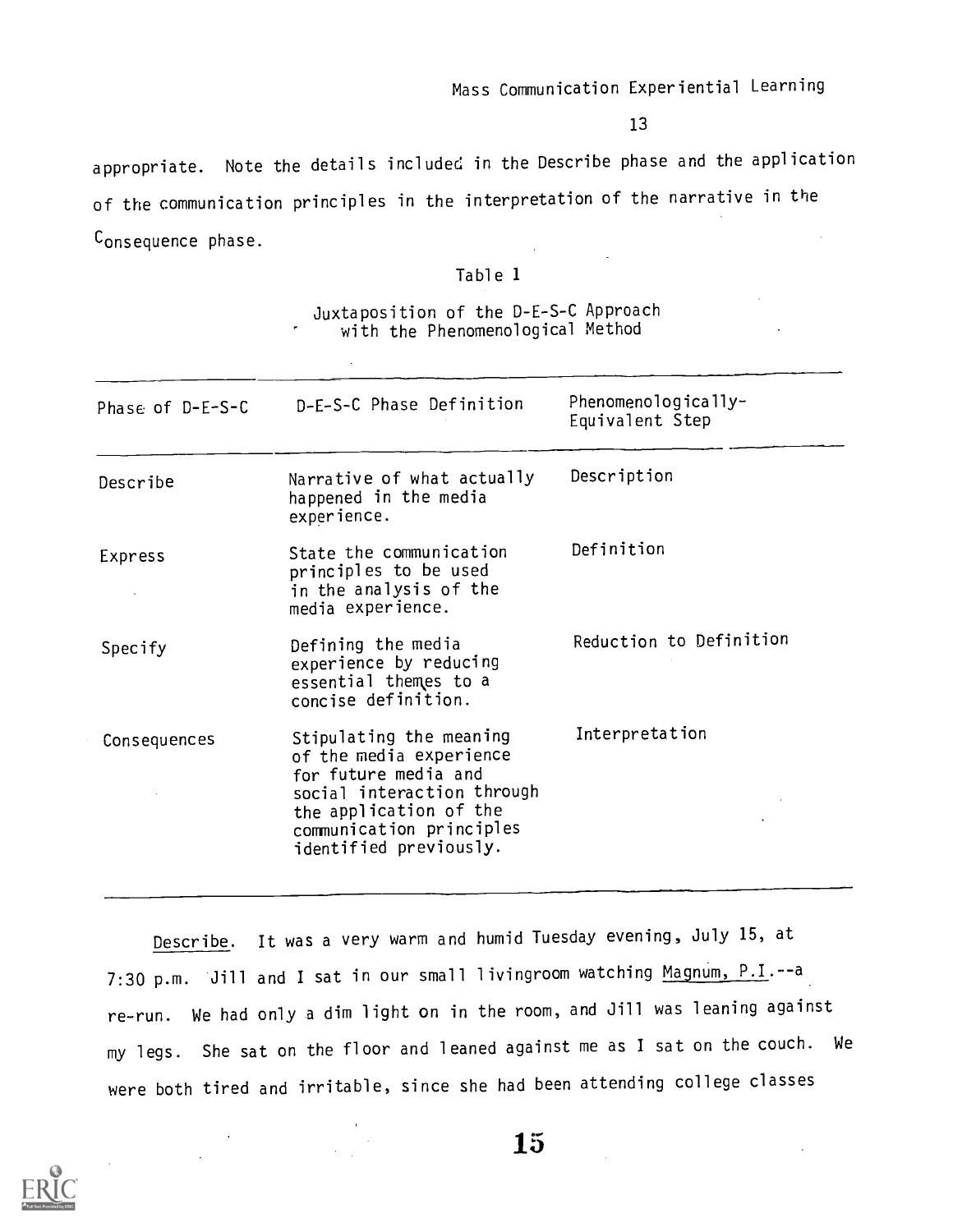appropriate. Note the details included in the Describe phase and the application of the communication principles in the interpretation of the narrative in the Consequence phase.

Table 1

Juxtaposition of the D-E-S-C Approach with the Phenomenological Method

| Phase of D-E-S-C | D-E-S-C Phase Definition | Phenomenologically-Equivalent Step |
|---|---|---|
| Describe | Narrative of what actually happened in the media experience. | Description |
| Express | State the communication principles to be used in the analysis of the media experience. | Definition |
| Specify | Defining the media experience by reducing essential themes to a concise definition. | Reduction to Definition |
| Consequences | Stipulating the meaning of the media experience for future media and social interaction through the application of the communication principles identified previously. | Interpretation |

Describe. It was a very warm and humid Tuesday evening, July 15, at 7:30 p.m. Jill and I sat in our small livingroom watching Magnum, P.I.--a re-run. We had only a dim light on in the room, and Jill was leaning against my legs. She sat on the floor and leaned against me as I sat on the couch. We were both tired and irritable, since she had been attending college classes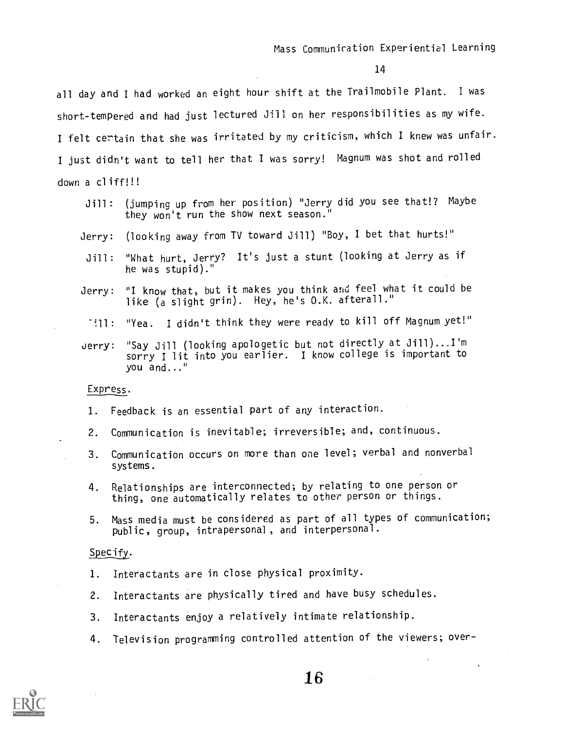all day and I had worked an eight hour shift at the Trailmobile Plant. I was short-tempered and had just lectured Jill on her responsibilities as my wife. I felt certain that she was irritated by my criticism, which I knew was unfair. I just didn't want to tell her that I was sorry! Magnum was shot and rolled down a cliff!!!

> Jill: (jumping up from her position) "Jerry did you see that!? Maybe they won't run the show next season."
>
> Jerry: (looking away from TV toward Jill) "Boy, I bet that hurts!"
>
> Jill: "What hurt, Jerry? It's just a stunt (looking at Jerry as if he was stupid)."
>
> Jerry: "I know that, but it makes you think and feel what it could be like (a slight grin). Hey, he's O.K. afterall."
>
> Jill: "Yea. I didn't think they were ready to kill off Magnum yet!"
>
> Jerry: "Say Jill (looking apologetic but not directly at Jill)...I'm sorry I lit into you earlier. I know college is important to you and..."

Express.

1. Feedback is an essential part of any interaction.
2. Communication is inevitable; irreversible; and, continuous.
3. Communication occurs on more than one level; verbal and nonverbal systems.
4. Relationships are interconnected; by relating to one person or thing, one automatically relates to other person or things.
5. Mass media must be considered as part of all types of communication; public, group, intrapersonal, and interpersonal.

Specify.

1. Interactants are in close physical proximity.
2. Interactants are physically tired and have busy schedules.
3. Interactants enjoy a relatively intimate relationship.
4. Television programming controlled attention of the viewers; over-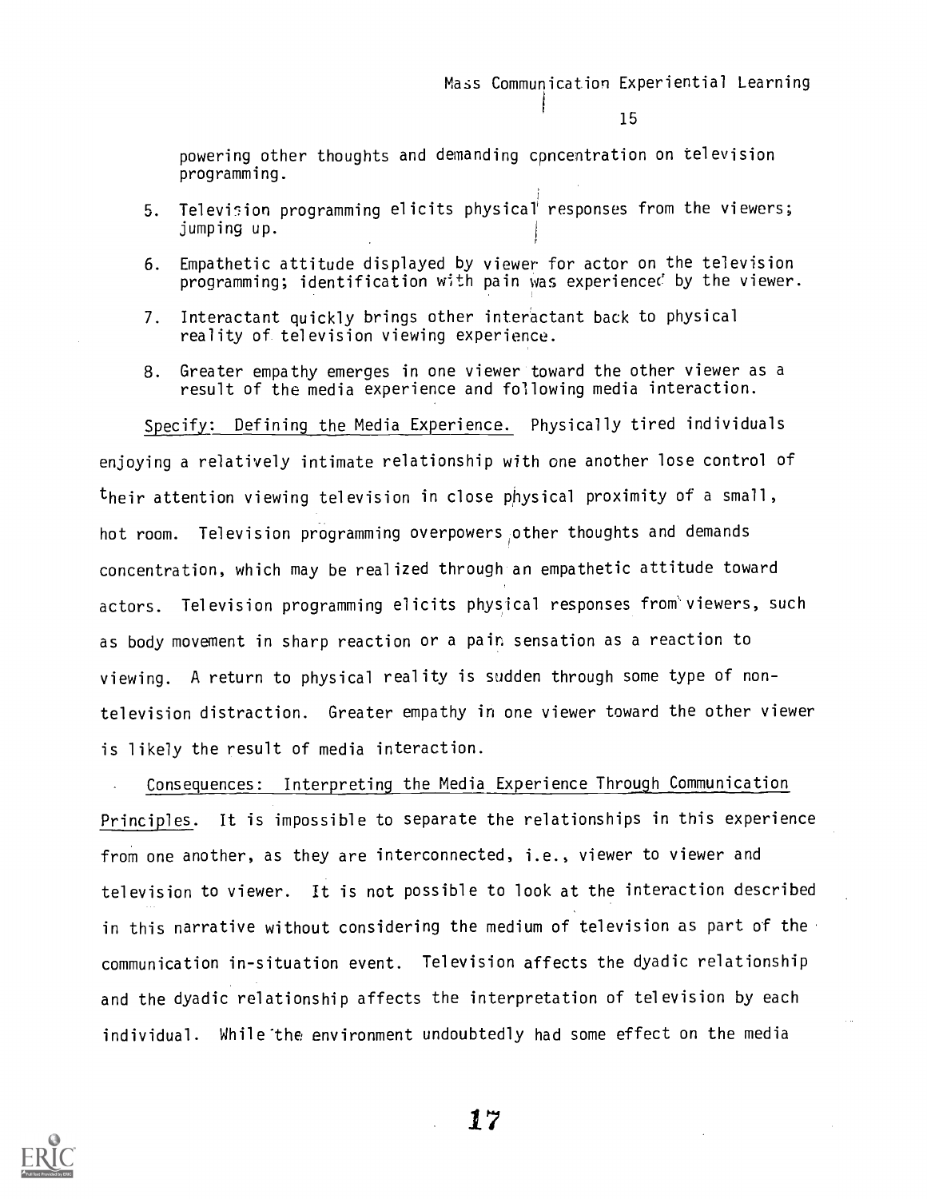powering other thoughts and demanding concentration on television programming.

5. Television programming elicits physical responses from the viewers; jumping up.

6. Empathetic attitude displayed by viewer for actor on the television programming; identification with pain was experienced by the viewer.

7. Interactant quickly brings other interactant back to physical reality of television viewing experience.

8. Greater empathy emerges in one viewer toward the other viewer as a result of the media experience and following media interaction.

Specify: Defining the Media Experience. Physically tired individuals enjoying a relatively intimate relationship with one another lose control of their attention viewing television in close physical proximity of a small, hot room. Television programming overpowers other thoughts and demands concentration, which may be realized through an empathetic attitude toward actors. Television programming elicits physical responses from viewers, such as body movement in sharp reaction or a pain sensation as a reaction to viewing. A return to physical reality is sudden through some type of non-television distraction. Greater empathy in one viewer toward the other viewer is likely the result of media interaction.

Consequences: Interpreting the Media Experience Through Communication Principles. It is impossible to separate the relationships in this experience from one another, as they are interconnected, i.e., viewer to viewer and television to viewer. It is not possible to look at the interaction described in this narrative without considering the medium of television as part of the communication in-situation event. Television affects the dyadic relationship and the dyadic relationship affects the interpretation of television by each individual. While the environment undoubtedly had some effect on the media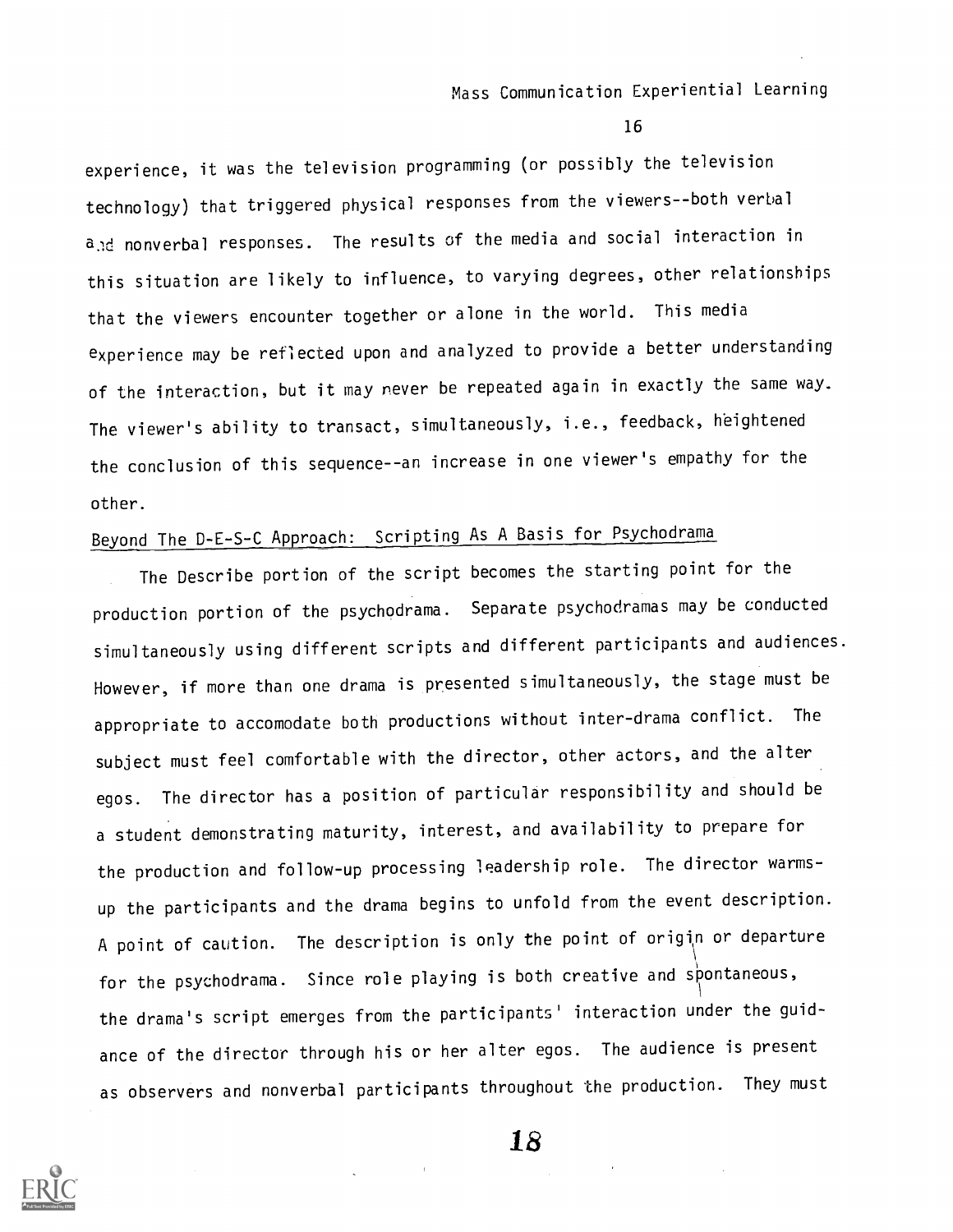experience, it was the television programming (or possibly the television technology) that triggered physical responses from the viewers--both verbal and nonverbal responses. The results of the media and social interaction in this situation are likely to influence, to varying degrees, other relationships that the viewers encounter together or alone in the world. This media experience may be reflected upon and analyzed to provide a better understanding of the interaction, but it may never be repeated again in exactly the same way. The viewer's ability to transact, simultaneously, i.e., feedback, heightened the conclusion of this sequence--an increase in one viewer's empathy for the other.

## Beyond The D-E-S-C Approach: Scripting As A Basis for Psychodrama

The Describe portion of the script becomes the starting point for the production portion of the psychodrama. Separate psychodramas may be conducted simultaneously using different scripts and different participants and audiences. However, if more than one drama is presented simultaneously, the stage must be appropriate to accomodate both productions without inter-drama conflict. The subject must feel comfortable with the director, other actors, and the alter egos. The director has a position of particular responsibility and should be a student demonstrating maturity, interest, and availability to prepare for the production and follow-up processing leadership role. The director warms-up the participants and the drama begins to unfold from the event description. A point of caution. The description is only the point of origin or departure for the psychodrama. Since role playing is both creative and spontaneous, the drama's script emerges from the participants' interaction under the guidance of the director through his or her alter egos. The audience is present as observers and nonverbal participants throughout the production. They must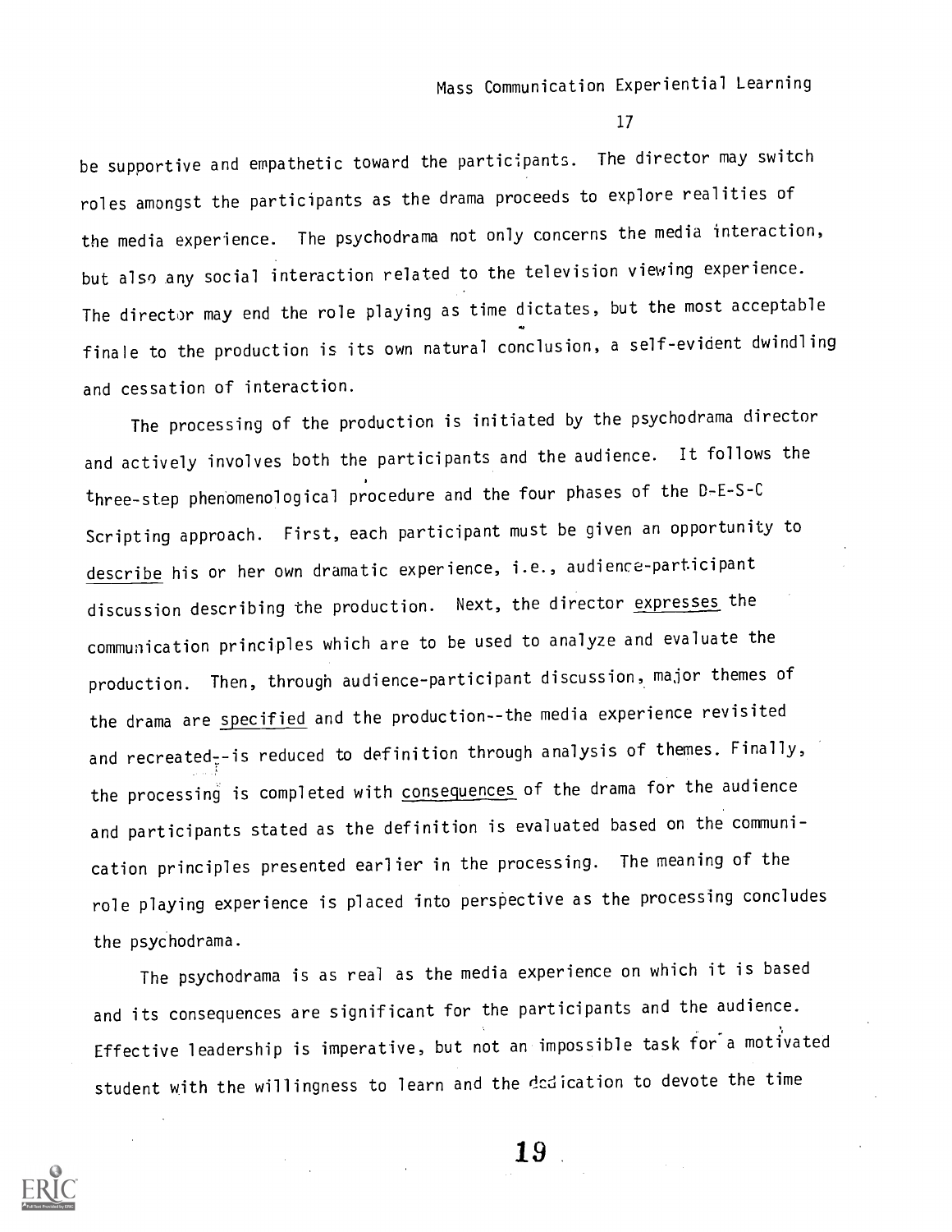be supportive and empathetic toward the participants. The director may switch roles amongst the participants as the drama proceeds to explore realities of the media experience. The psychodrama not only concerns the media interaction, but also any social interaction related to the television viewing experience. The director may end the role playing as time dictates, but the most acceptable finale to the production is its own natural conclusion, a self-evident dwindling and cessation of interaction.

The processing of the production is initiated by the psychodrama director and actively involves both the participants and the audience. It follows the three-step phenomenological procedure and the four phases of the D-E-S-C Scripting approach. First, each participant must be given an opportunity to describe his or her own dramatic experience, i.e., audience-participant discussion describing the production. Next, the director expresses the communication principles which are to be used to analyze and evaluate the production. Then, through audience-participant discussion, major themes of the drama are specified and the production--the media experience revisited and recreated--is reduced to definition through analysis of themes. Finally, the processing is completed with consequences of the drama for the audience and participants stated as the definition is evaluated based on the communication principles presented earlier in the processing. The meaning of the role playing experience is placed into perspective as the processing concludes the psychodrama.

The psychodrama is as real as the media experience on which it is based and its consequences are significant for the participants and the audience. Effective leadership is imperative, but not an impossible task for a motivated student with the willingness to learn and the dedication to devote the time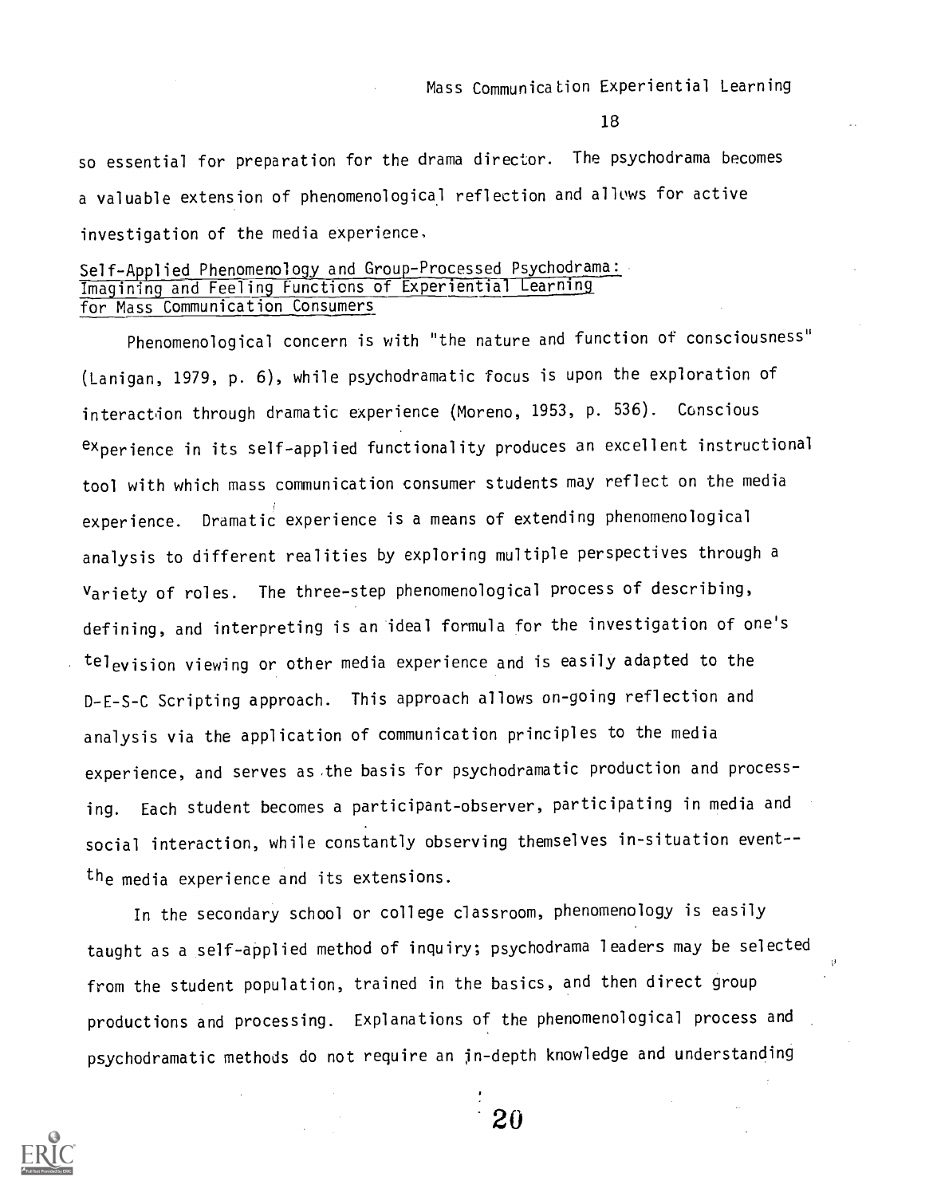so essential for preparation for the drama director. The psychodrama becomes a valuable extension of phenomenological reflection and allows for active investigation of the media experience.

## Self-Applied Phenomenology and Group-Processed Psychodrama: Imagining and Feeling Functions of Experiential Learning for Mass Communication Consumers

Phenomenological concern is with "the nature and function of consciousness" (Lanigan, 1979, p. 6), while psychodramatic focus is upon the exploration of interaction through dramatic experience (Moreno, 1953, p. 536). Conscious experience in its self-applied functionality produces an excellent instructional tool with which mass communication consumer students may reflect on the media experience. Dramatic experience is a means of extending phenomenological analysis to different realities by exploring multiple perspectives through a variety of roles. The three-step phenomenological process of describing, defining, and interpreting is an ideal formula for the investigation of one's television viewing or other media experience and is easily adapted to the D-E-S-C Scripting approach. This approach allows on-going reflection and analysis via the application of communication principles to the media experience, and serves as the basis for psychodramatic production and processing. Each student becomes a participant-observer, participating in media and social interaction, while constantly observing themselves in-situation event--the media experience and its extensions.

In the secondary school or college classroom, phenomenology is easily taught as a self-applied method of inquiry; psychodrama leaders may be selected from the student population, trained in the basics, and then direct group productions and processing. Explanations of the phenomenological process and psychodramatic methods do not require an in-depth knowledge and understanding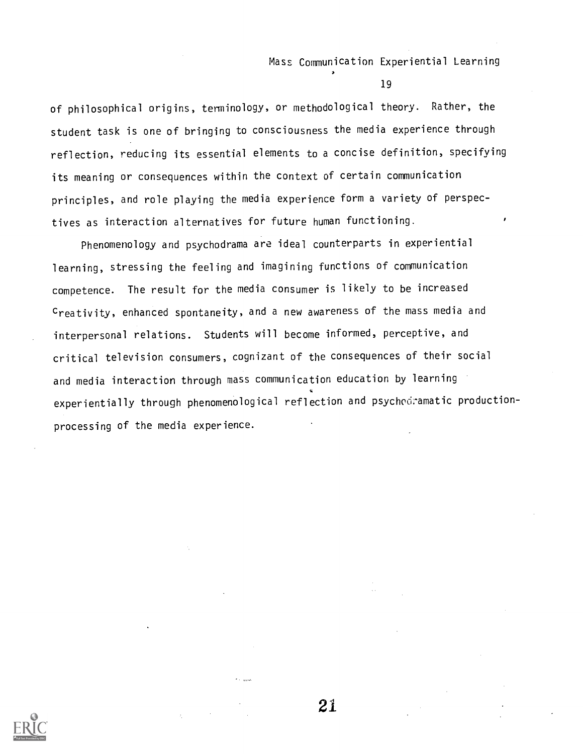of philosophical origins, terminology, or methodological theory. Rather, the student task is one of bringing to consciousness the media experience through reflection, reducing its essential elements to a concise definition, specifying its meaning or consequences within the context of certain communication principles, and role playing the media experience form a variety of perspectives as interaction alternatives for future human functioning.

Phenomenology and psychodrama are ideal counterparts in experiential learning, stressing the feeling and imagining functions of communication competence. The result for the media consumer is likely to be increased creativity, enhanced spontaneity, and a new awareness of the mass media and interpersonal relations. Students will become informed, perceptive, and critical television consumers, cognizant of the consequences of their social and media interaction through mass communication education by learning experientially through phenomenological reflection and psychodramatic production-processing of the media experience.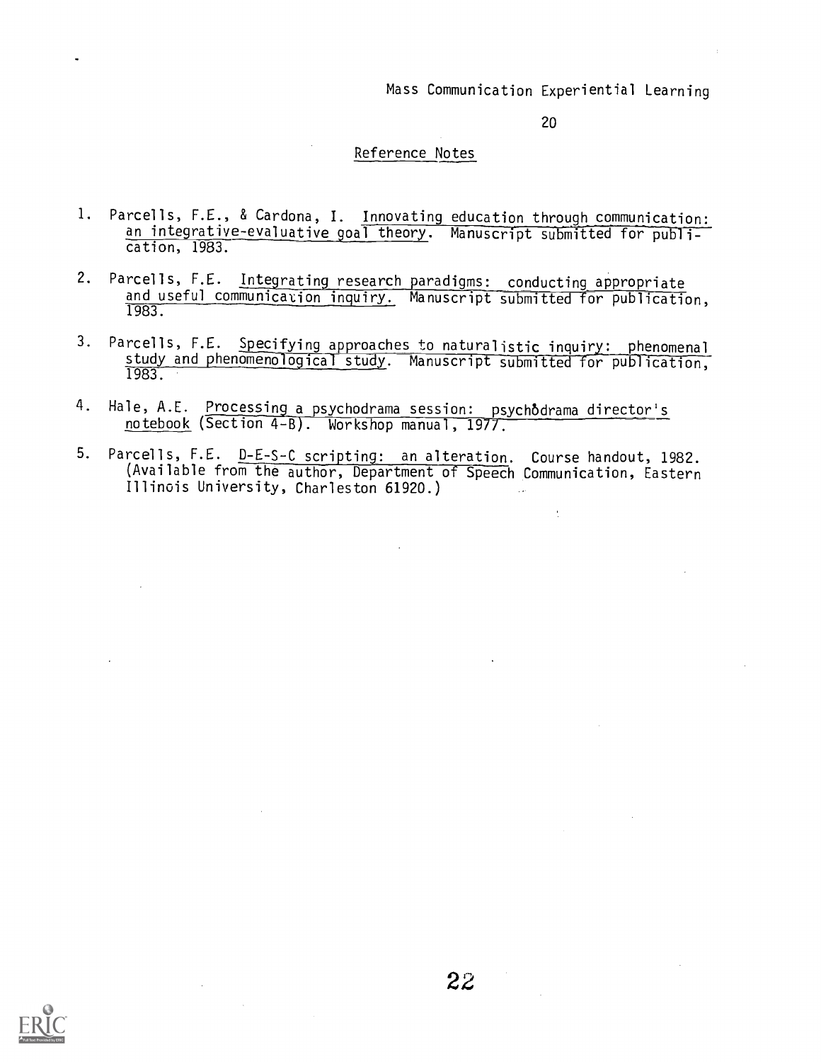## Reference Notes

1. Parcells, F.E., & Cardona, I. Innovating education through communication: an integrative-evaluative goal theory. Manuscript submitted for publication, 1983.

2. Parcells, F.E. Integrating research paradigms: conducting appropriate and useful communication inquiry. Manuscript submitted for publication, 1983.

3. Parcells, F.E. Specifying approaches to naturalistic inquiry: phenomenal study and phenomenological study. Manuscript submitted for publication, 1983.

4. Hale, A.E. Processing a psychodrama session: psychodrama director's notebook (Section 4-B). Workshop manual, 1977.

5. Parcells, F.E. D-E-S-C scripting: an alteration. Course handout, 1982. (Available from the author, Department of Speech Communication, Eastern Illinois University, Charleston 61920.)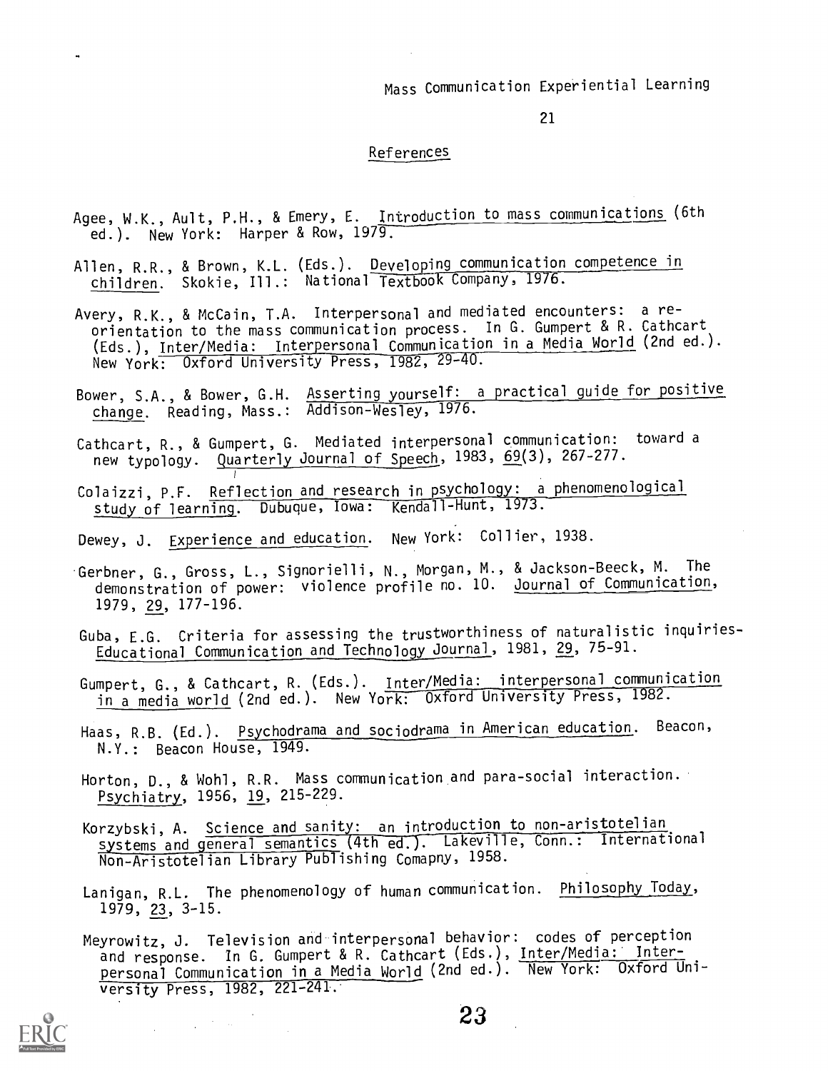## References

Agee, W.K., Ault, P.H., & Emery, E. Introduction to mass communications (6th ed.). New York: Harper & Row, 1979.

Allen, R.R., & Brown, K.L. (Eds.). Developing communication competence in children. Skokie, Ill.: National Textbook Company, 1976.

Avery, R.K., & McCain, T.A. Interpersonal and mediated encounters: a reorientation to the mass communication process. In G. Gumpert & R. Cathcart (Eds.), Inter/Media: Interpersonal Communication in a Media World (2nd ed.). New York: Oxford University Press, 1982, 29-40.

Bower, S.A., & Bower, G.H. Asserting yourself: a practical guide for positive change. Reading, Mass.: Addison-Wesley, 1976.

Cathcart, R., & Gumpert, G. Mediated interpersonal communication: toward a new typology. Quarterly Journal of Speech, 1983, 69(3), 267-277.

Colaizzi, P.F. Reflection and research in psychology: a phenomenological study of learning. Dubuque, Iowa: Kendall-Hunt, 1973.

Dewey, J. Experience and education. New York: Collier, 1938.

Gerbner, G., Gross, L., Signorielli, N., Morgan, M., & Jackson-Beeck, M. The demonstration of power: violence profile no. 10. Journal of Communication, 1979, 29, 177-196.

Guba, E.G. Criteria for assessing the trustworthiness of naturalistic inquiries- Educational Communication and Technology Journal, 1981, 29, 75-91.

Gumpert, G., & Cathcart, R. (Eds.). Inter/Media: interpersonal communication in a media world (2nd ed.). New York: Oxford University Press, 1982.

Haas, R.B. (Ed.). Psychodrama and sociodrama in American education. Beacon, N.Y.: Beacon House, 1949.

Horton, D., & Wohl, R.R. Mass communication and para-social interaction. Psychiatry, 1956, 19, 215-229.

Korzybski, A. Science and sanity: an introduction to non-aristotelian systems and general semantics (4th ed.). Lakeville, Conn.: International Non-Aristotelian Library Publishing Comapny, 1958.

Lanigan, R.L. The phenomenology of human communication. Philosophy Today, 1979, 23, 3-15.

Meyrowitz, J. Television and interpersonal behavior: codes of perception and response. In G. Gumpert & R. Cathcart (Eds.), Inter/Media: Interpersonal Communication in a Media World (2nd ed.). New York: Oxford University Press, 1982, 221-241.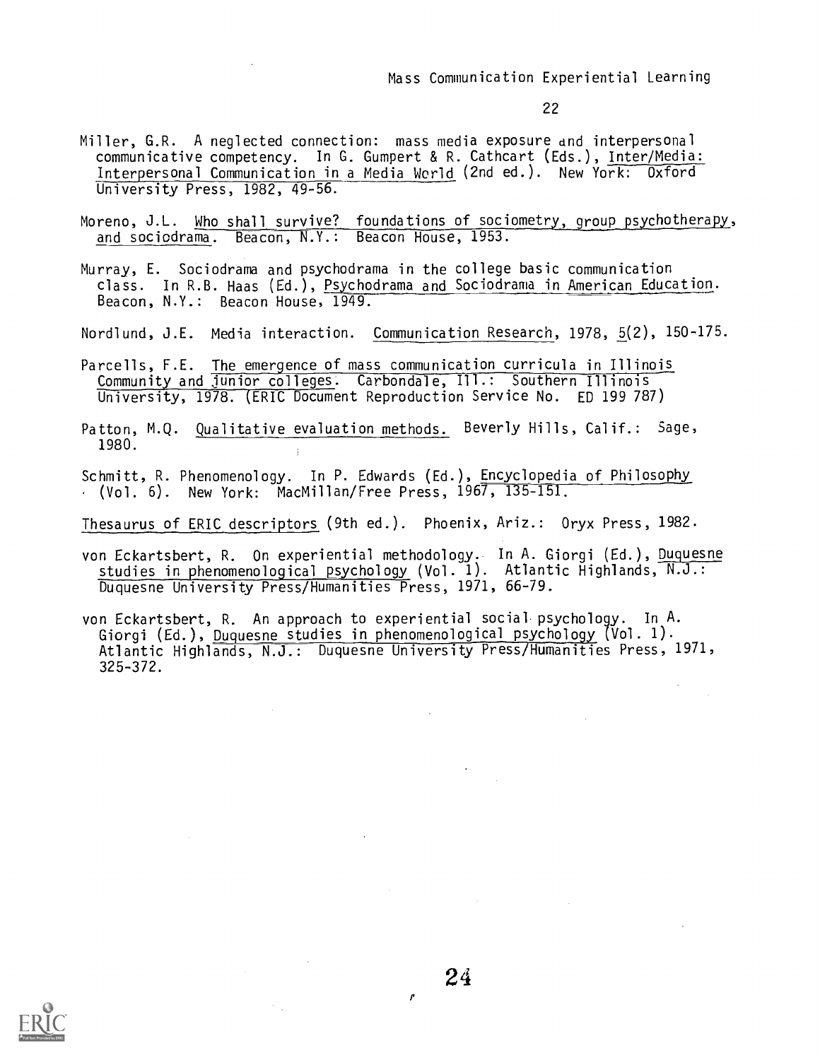Miller, G.R. A neglected connection: mass media exposure and interpersonal communicative competency. In G. Gumpert & R. Cathcart (Eds.), Inter/Media: Interpersonal Communication in a Media World (2nd ed.). New York: Oxford University Press, 1982, 49-56.

Moreno, J.L. Who shall survive? foundations of sociometry, group psychotherapy, and sociodrama. Beacon, N.Y.: Beacon House, 1953.

Murray, E. Sociodrama and psychodrama in the college basic communication class. In R.B. Haas (Ed.), Psychodrama and Sociodrama in American Education. Beacon, N.Y.: Beacon House, 1949.

Nordlund, J.E. Media interaction. Communication Research, 1978, 5(2), 150-175.

Parcells, F.E. The emergence of mass communication curricula in Illinois Community and junior colleges. Carbondale, Ill.: Southern Illinois University, 1978. (ERIC Document Reproduction Service No. ED 199 787)

Patton, M.Q. Qualitative evaluation methods. Beverly Hills, Calif.: Sage, 1980.

Schmitt, R. Phenomenology. In P. Edwards (Ed.), Encyclopedia of Philosophy (Vol. 6). New York: MacMillan/Free Press, 1967, 135-151.

Thesaurus of ERIC descriptors (9th ed.). Phoenix, Ariz.: Oryx Press, 1982.

von Eckartsbert, R. On experiential methodology. In A. Giorgi (Ed.), Duquesne studies in phenomenological psychology (Vol. 1). Atlantic Highlands, N.J.: Duquesne University Press/Humanities Press, 1971, 66-79.

von Eckartsbert, R. An approach to experiential social psychology. In A. Giorgi (Ed.), Duquesne studies in phenomenological psychology (Vol. 1). Atlantic Highlands, N.J.: Duquesne University Press/Humanities Press, 1971, 325-372.